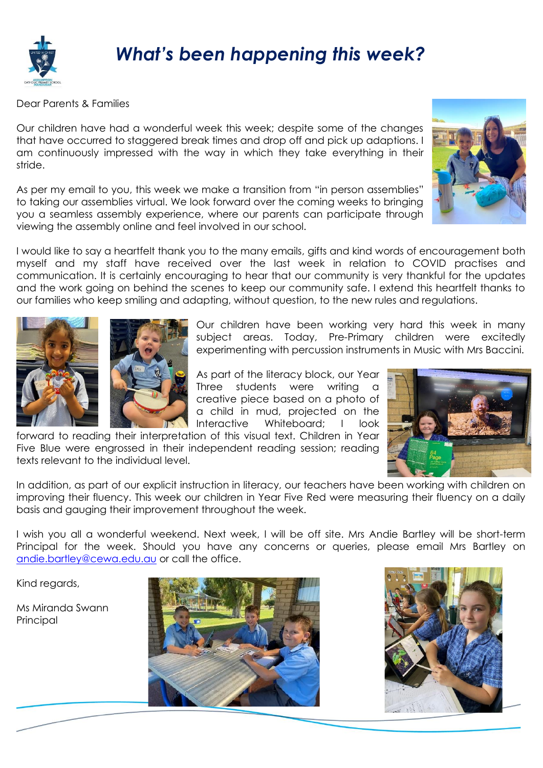# *What's been happening this week?*

Dear Parents & Families

Our children have had a wonderful week this week; despite some of the changes that have occurred to staggered break times and drop off and pick up adaptions. I am continuously impressed with the way in which they take everything in their stride.

As per my email to you, this week we make a transition from "in person assemblies" to taking our assemblies virtual. We look forward over the coming weeks to bringing you a seamless assembly experience, where our parents can participate through viewing the assembly online and feel involved in our school.

I would like to say a heartfelt thank you to the many emails, gifts and kind words of encouragement both myself and my staff have received over the last week in relation to COVID practises and communication. It is certainly encouraging to hear that our community is very thankful for the updates and the work going on behind the scenes to keep our community safe. I extend this heartfelt thanks to our families who keep smiling and adapting, without question, to the new rules and regulations.

Our children have been working very hard this week in many subject areas. Today, Pre-Primary children were excitedly experimenting with percussion instruments in Music with Mrs Baccini.

As part of the literacy block, our Year Three students were writing a creative piece based on a photo of a child in mud, projected on the Interactive Whiteboard; I look forward to reading their interpretation of this visual text. Children in Year Five Blue were engrossed in their independent reading session; reading texts relevant to the individual level.

In addition, as part of our explicit instruction in literacy, our teachers have been working with children on improving their fluency. This week our children in Year Five Red were measuring their fluency on a daily basis and gauging their improvement throughout the week.

I wish you all a wonderful weekend. Next week, I will be off site. Mrs Andie Bartley will be short-term Principal for the week. Should you have any concerns or queries, please email Mrs Bartley on [andie.bartley@cewa.edu.au](mailto:andie.bartley@cewa.edu.au) or call the office.

Kind regards,

Ms Miranda Swann
Principal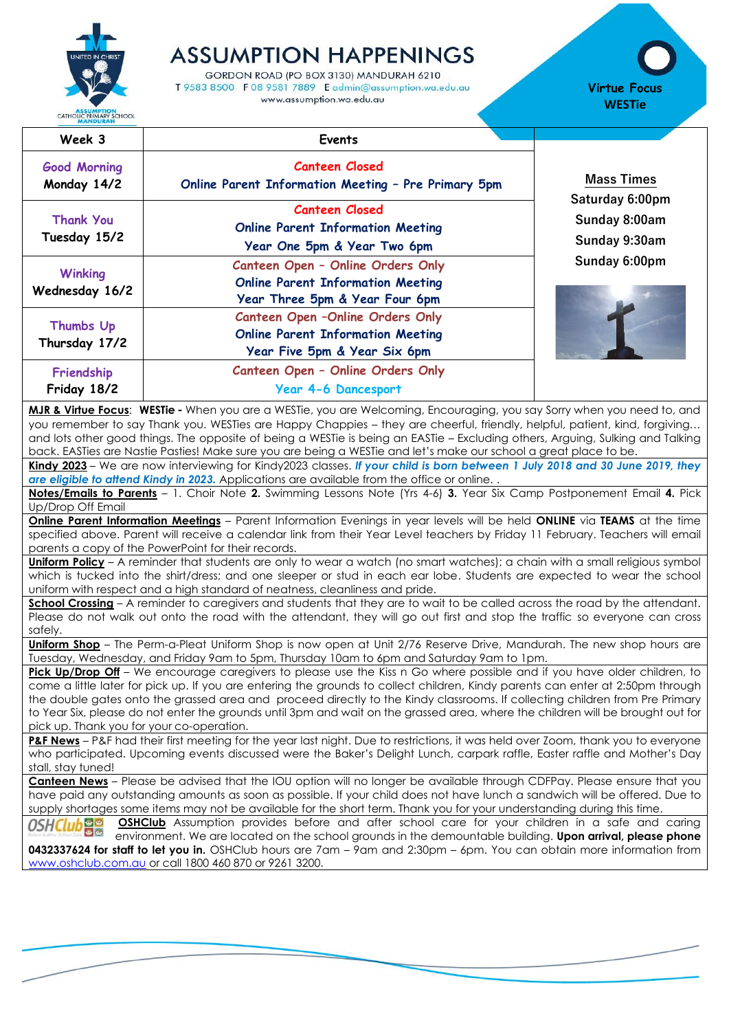# ASSUMPTION HAPPENINGS

GORDON ROAD (PO BOX 3130) MANDURAH 6210
T 9583 8500 F 08 9581 7889 E admin@assumption.wa.edu.au
www.assumption.wa.edu.au

**Virtue Focus**
**WESTie**

| Week 3 | Events | |
|---|---|---|
| Good Morning<br>Monday 14/2 | Canteen Closed<br>Online Parent Information Meeting – Pre Primary 5pm | **Mass Times**<br>Saturday 6:00pm<br>Sunday 8:00am<br>Sunday 9:30am<br>Sunday 6:00pm |
| Thank You<br>Tuesday 15/2 | Canteen Closed<br>Online Parent Information Meeting<br>Year One 5pm & Year Two 6pm | |
| Winking<br>Wednesday 16/2 | Canteen Open – Online Orders Only<br>Online Parent Information Meeting<br>Year Three 5pm & Year Four 6pm | |
| Thumbs Up<br>Thursday 17/2 | Canteen Open –Online Orders Only<br>Online Parent Information Meeting<br>Year Five 5pm & Year Six 6pm | |
| Friendship<br>Friday 18/2 | Canteen Open – Online Orders Only<br>Year 4-6 Dancesport | |

**MJR & Virtue Focus**: **WESTie -** When you are a WESTie, you are Welcoming, Encouraging, you say Sorry when you need to, and you remember to say Thank you. WESTies are Happy Chappies – they are cheerful, friendly, helpful, patient, kind, forgiving… and lots other good things. The opposite of being a WESTie is being an EASTie – Excluding others, Arguing, Sulking and Talking back. EASTies are Nastie Pasties! Make sure you are being a WESTie and let's make our school a great place to be.

**Kindy 2023** – We are now interviewing for Kindy2023 classes. ***If your child is born between 1 July 2018 and 30 June 2019, they are eligible to attend Kindy in 2023.*** Applications are available from the office or online. .

**Notes/Emails to Parents** – 1. Choir Note **2.** Swimming Lessons Note (Yrs 4-6) **3.** Year Six Camp Postponement Email **4.** Pick Up/Drop Off Email

**Online Parent Information Meetings** – Parent Information Evenings in year levels will be held **ONLINE** via **TEAMS** at the time specified above. Parent will receive a calendar link from their Year Level teachers by Friday 11 February. Teachers will email parents a copy of the PowerPoint for their records.

**Uniform Policy** – A reminder that students are only to wear a watch (no smart watches); a chain with a small religious symbol which is tucked into the shirt/dress; and one sleeper or stud in each ear lobe. Students are expected to wear the school uniform with respect and a high standard of neatness, cleanliness and pride.

**School Crossing** – A reminder to caregivers and students that they are to wait to be called across the road by the attendant. Please do not walk out onto the road with the attendant, they will go out first and stop the traffic so everyone can cross safely.

**Uniform Shop** – The Perm-a-Pleat Uniform Shop is now open at Unit 2/76 Reserve Drive, Mandurah. The new shop hours are Tuesday, Wednesday, and Friday 9am to 5pm, Thursday 10am to 6pm and Saturday 9am to 1pm.

**Pick Up/Drop Off** – We encourage caregivers to please use the Kiss n Go where possible and if you have older children, to come a little later for pick up. If you are entering the grounds to collect children, Kindy parents can enter at 2:50pm through the double gates onto the grassed area and proceed directly to the Kindy classrooms. If collecting children from Pre Primary to Year Six, please do not enter the grounds until 3pm and wait on the grassed area, where the children will be brought out for pick up. Thank you for your co-operation.

**P&F News** – P&F had their first meeting for the year last night. Due to restrictions, it was held over Zoom, thank you to everyone who participated. Upcoming events discussed were the Baker's Delight Lunch, carpark raffle, Easter raffle and Mother's Day stall, stay tuned!

**Canteen News** – Please be advised that the IOU option will no longer be available through CDFPay. Please ensure that you have paid any outstanding amounts as soon as possible. If your child does not have lunch a sandwich will be offered. Due to supply shortages some items may not be available for the short term. Thank you for your understanding during this time.

**OSHClub** Assumption provides before and after school care for your children in a safe and caring environment. We are located on the school grounds in the demountable building. **Upon arrival, please phone 0432337624 for staff to let you in.** OSHClub hours are 7am – 9am and 2:30pm – 6pm. You can obtain more information from www.oshclub.com.au or call 1800 460 870 or 9261 3200.